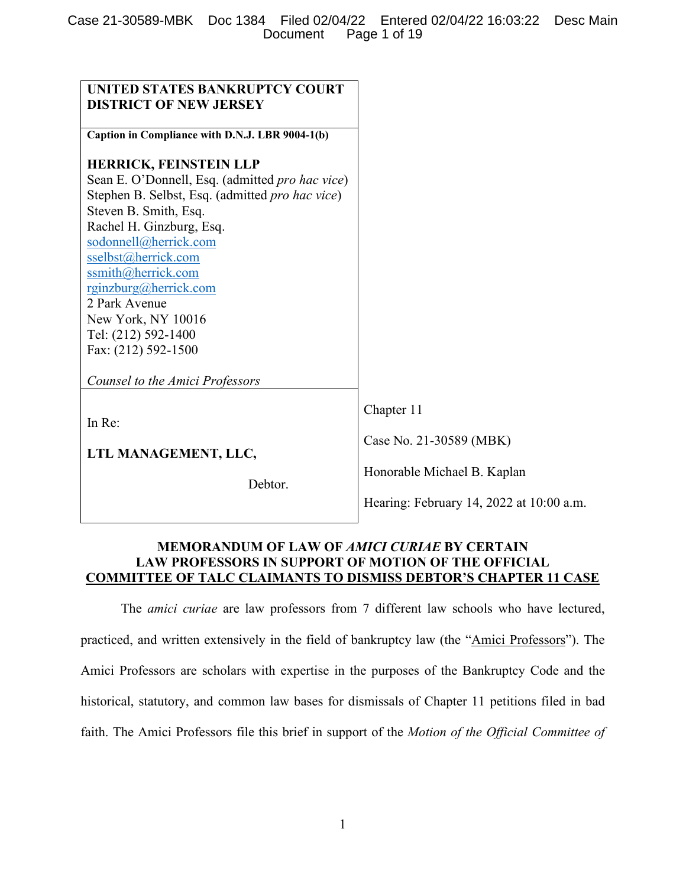**UNITED STATES BANKRUPTCY COURT**
**DISTRICT OF NEW JERSEY**

**Caption in Compliance with D.N.J. LBR 9004-1(b)**

**HERRICK, FEINSTEIN LLP**
Sean E. O'Donnell, Esq. (admitted *pro hac vice*)
Stephen B. Selbst, Esq. (admitted *pro hac vice*)
Steven B. Smith, Esq.
Rachel H. Ginzburg, Esq.
sodonnell@herrick.com
sselbst@herrick.com
ssmith@herrick.com
rginzburg@herrick.com
2 Park Avenue
New York, NY 10016
Tel: (212) 592-1400
Fax: (212) 592-1500

*Counsel to the Amici Professors*

| | |
|---|---|
| In Re:<br><br>**LTL MANAGEMENT, LLC,**<br><br>Debtor. | Chapter 11<br><br>Case No. 21-30589 (MBK)<br><br>Honorable Michael B. Kaplan<br><br>Hearing: February 14, 2022 at 10:00 a.m. |

**MEMORANDUM OF LAW OF *AMICI CURIAE* BY CERTAIN LAW PROFESSORS IN SUPPORT OF MOTION OF THE OFFICIAL COMMITTEE OF TALC CLAIMANTS TO DISMISS DEBTOR'S CHAPTER 11 CASE**

The *amici curiae* are law professors from 7 different law schools who have lectured, practiced, and written extensively in the field of bankruptcy law (the "Amici Professors"). The Amici Professors are scholars with expertise in the purposes of the Bankruptcy Code and the historical, statutory, and common law bases for dismissals of Chapter 11 petitions filed in bad faith. The Amici Professors file this brief in support of the *Motion of the Official Committee of*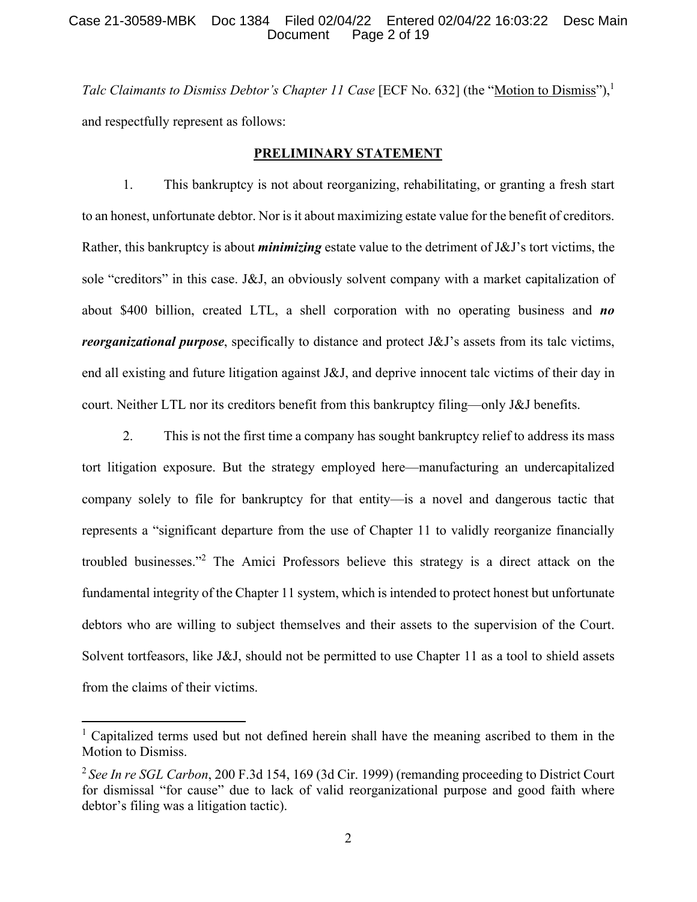*Talc Claimants to Dismiss Debtor's Chapter 11 Case* [ECF No. 632] (the "Motion to Dismiss"),[1] and respectfully represent as follows:

## PRELIMINARY STATEMENT

1. This bankruptcy is not about reorganizing, rehabilitating, or granting a fresh start to an honest, unfortunate debtor. Nor is it about maximizing estate value for the benefit of creditors. Rather, this bankruptcy is about ***minimizing*** estate value to the detriment of J&J's tort victims, the sole "creditors" in this case. J&J, an obviously solvent company with a market capitalization of about $400 billion, created LTL, a shell corporation with no operating business and ***no reorganizational purpose***, specifically to distance and protect J&J's assets from its talc victims, end all existing and future litigation against J&J, and deprive innocent talc victims of their day in court. Neither LTL nor its creditors benefit from this bankruptcy filing—only J&J benefits.

2. This is not the first time a company has sought bankruptcy relief to address its mass tort litigation exposure. But the strategy employed here—manufacturing an undercapitalized company solely to file for bankruptcy for that entity—is a novel and dangerous tactic that represents a "significant departure from the use of Chapter 11 to validly reorganize financially troubled businesses."[2] The Amici Professors believe this strategy is a direct attack on the fundamental integrity of the Chapter 11 system, which is intended to protect honest but unfortunate debtors who are willing to subject themselves and their assets to the supervision of the Court. Solvent tortfeasors, like J&J, should not be permitted to use Chapter 11 as a tool to shield assets from the claims of their victims.

---

[1] Capitalized terms used but not defined herein shall have the meaning ascribed to them in the Motion to Dismiss.

[2] *See In re SGL Carbon*, 200 F.3d 154, 169 (3d Cir. 1999) (remanding proceeding to District Court for dismissal "for cause" due to lack of valid reorganizational purpose and good faith where debtor's filing was a litigation tactic).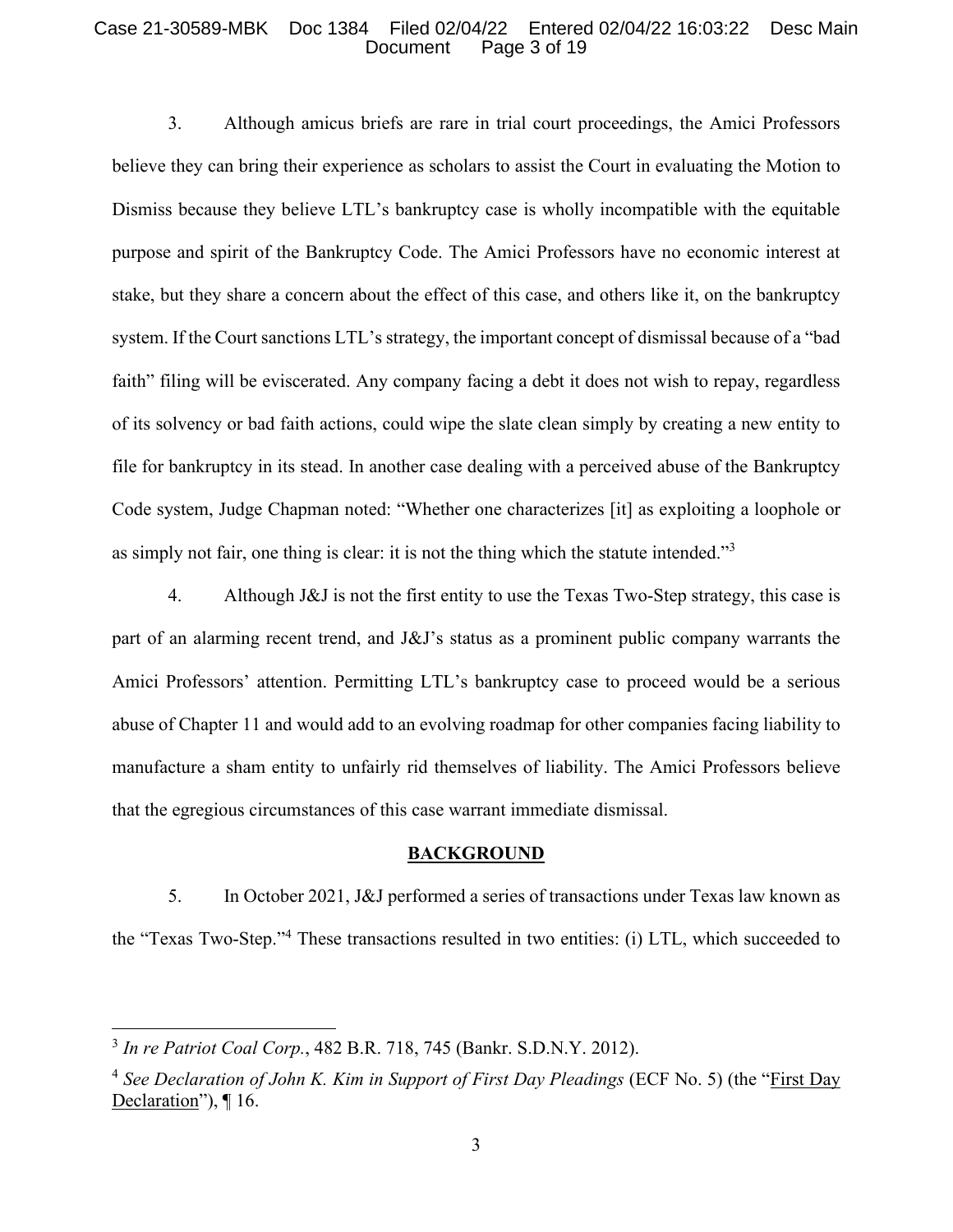3. Although amicus briefs are rare in trial court proceedings, the Amici Professors believe they can bring their experience as scholars to assist the Court in evaluating the Motion to Dismiss because they believe LTL's bankruptcy case is wholly incompatible with the equitable purpose and spirit of the Bankruptcy Code. The Amici Professors have no economic interest at stake, but they share a concern about the effect of this case, and others like it, on the bankruptcy system. If the Court sanctions LTL's strategy, the important concept of dismissal because of a "bad faith" filing will be eviscerated. Any company facing a debt it does not wish to repay, regardless of its solvency or bad faith actions, could wipe the slate clean simply by creating a new entity to file for bankruptcy in its stead. In another case dealing with a perceived abuse of the Bankruptcy Code system, Judge Chapman noted: "Whether one characterizes [it] as exploiting a loophole or as simply not fair, one thing is clear: it is not the thing which the statute intended."[3]

4. Although J&J is not the first entity to use the Texas Two-Step strategy, this case is part of an alarming recent trend, and J&J's status as a prominent public company warrants the Amici Professors' attention. Permitting LTL's bankruptcy case to proceed would be a serious abuse of Chapter 11 and would add to an evolving roadmap for other companies facing liability to manufacture a sham entity to unfairly rid themselves of liability. The Amici Professors believe that the egregious circumstances of this case warrant immediate dismissal.

## BACKGROUND

5. In October 2021, J&J performed a series of transactions under Texas law known as the "Texas Two-Step."[4] These transactions resulted in two entities: (i) LTL, which succeeded to

---

[3] *In re Patriot Coal Corp.*, 482 B.R. 718, 745 (Bankr. S.D.N.Y. 2012).

[4] *See Declaration of John K. Kim in Support of First Day Pleadings* (ECF No. 5) (the "First Day Declaration"), ¶ 16.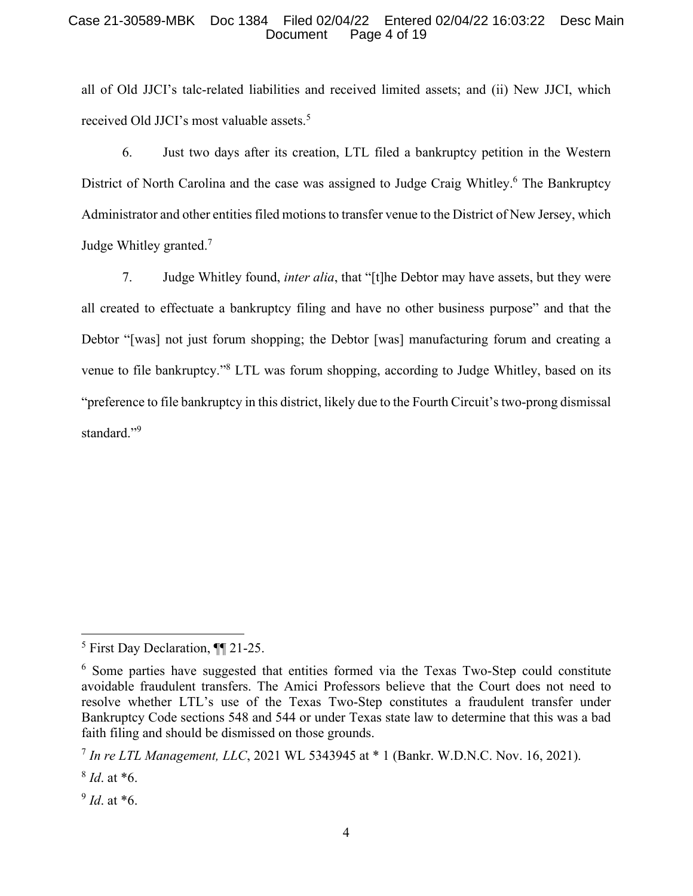all of Old JJCI's talc-related liabilities and received limited assets; and (ii) New JJCI, which received Old JJCI's most valuable assets.[5]

6. Just two days after its creation, LTL filed a bankruptcy petition in the Western District of North Carolina and the case was assigned to Judge Craig Whitley.[6] The Bankruptcy Administrator and other entities filed motions to transfer venue to the District of New Jersey, which Judge Whitley granted.[7]

7. Judge Whitley found, *inter alia*, that "[t]he Debtor may have assets, but they were all created to effectuate a bankruptcy filing and have no other business purpose" and that the Debtor "[was] not just forum shopping; the Debtor [was] manufacturing forum and creating a venue to file bankruptcy."[8] LTL was forum shopping, according to Judge Whitley, based on its "preference to file bankruptcy in this district, likely due to the Fourth Circuit's two-prong dismissal standard."[9]

---

[5] First Day Declaration, ¶¶ 21-25.

[6] Some parties have suggested that entities formed via the Texas Two-Step could constitute avoidable fraudulent transfers. The Amici Professors believe that the Court does not need to resolve whether LTL's use of the Texas Two-Step constitutes a fraudulent transfer under Bankruptcy Code sections 548 and 544 or under Texas state law to determine that this was a bad faith filing and should be dismissed on those grounds.

[7] *In re LTL Management, LLC*, 2021 WL 5343945 at * 1 (Bankr. W.D.N.C. Nov. 16, 2021).

[8] *Id*. at *6.

[9] *Id*. at *6.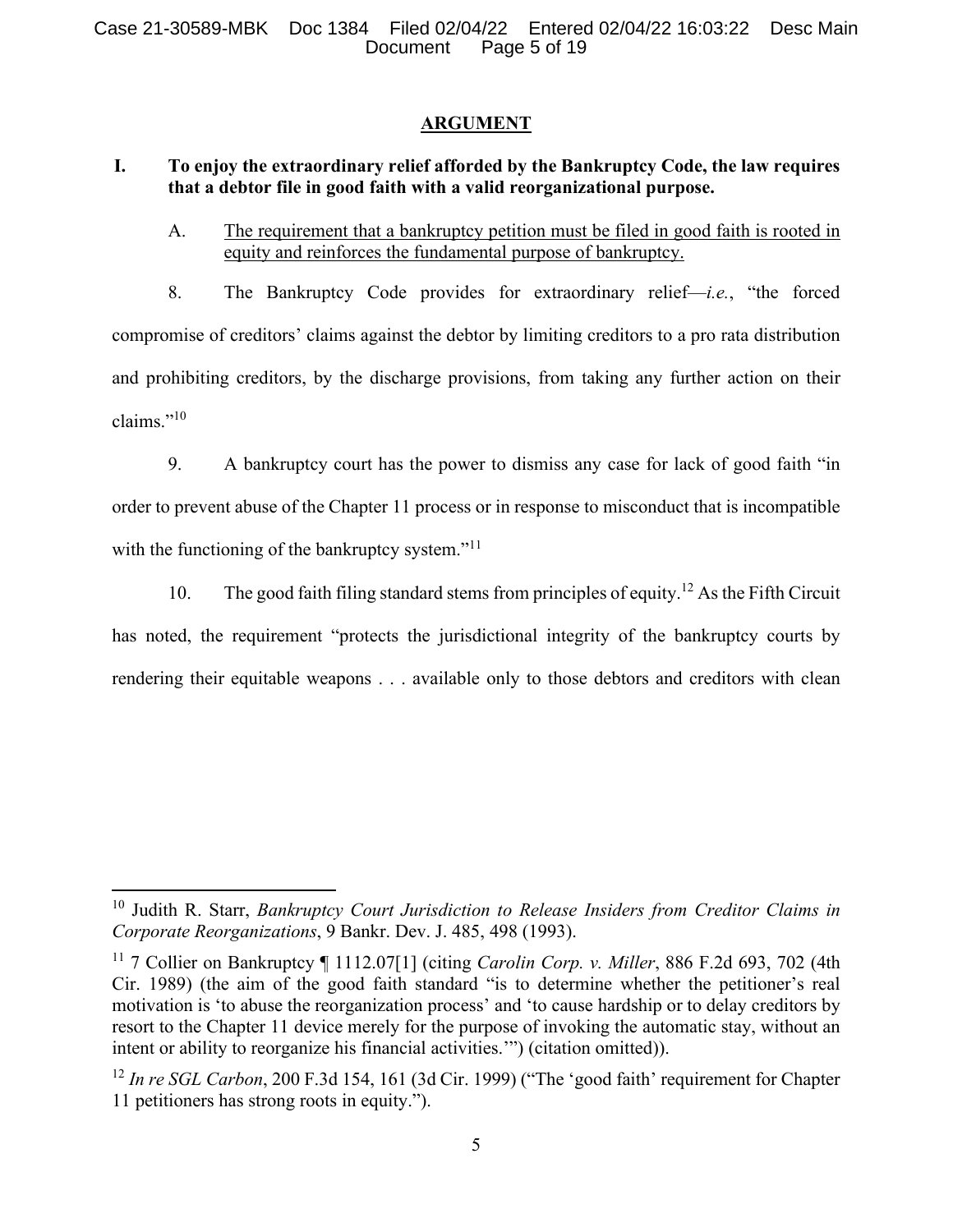## ARGUMENT

### I. To enjoy the extraordinary relief afforded by the Bankruptcy Code, the law requires that a debtor file in good faith with a valid reorganizational purpose.

A. The requirement that a bankruptcy petition must be filed in good faith is rooted in equity and reinforces the fundamental purpose of bankruptcy.

8. The Bankruptcy Code provides for extraordinary relief—*i.e.*, "the forced compromise of creditors' claims against the debtor by limiting creditors to a pro rata distribution and prohibiting creditors, by the discharge provisions, from taking any further action on their claims."[10]

9. A bankruptcy court has the power to dismiss any case for lack of good faith "in order to prevent abuse of the Chapter 11 process or in response to misconduct that is incompatible with the functioning of the bankruptcy system."[11]

10. The good faith filing standard stems from principles of equity.[12] As the Fifth Circuit has noted, the requirement "protects the jurisdictional integrity of the bankruptcy courts by rendering their equitable weapons . . . available only to those debtors and creditors with clean

---

[10] Judith R. Starr, *Bankruptcy Court Jurisdiction to Release Insiders from Creditor Claims in Corporate Reorganizations*, 9 Bankr. Dev. J. 485, 498 (1993).

[11] 7 Collier on Bankruptcy ¶ 1112.07[1] (citing *Carolin Corp. v. Miller*, 886 F.2d 693, 702 (4th Cir. 1989) (the aim of the good faith standard "is to determine whether the petitioner's real motivation is 'to abuse the reorganization process' and 'to cause hardship or to delay creditors by resort to the Chapter 11 device merely for the purpose of invoking the automatic stay, without an intent or ability to reorganize his financial activities.'") (citation omitted)).

[12] *In re SGL Carbon*, 200 F.3d 154, 161 (3d Cir. 1999) ("The 'good faith' requirement for Chapter 11 petitioners has strong roots in equity.").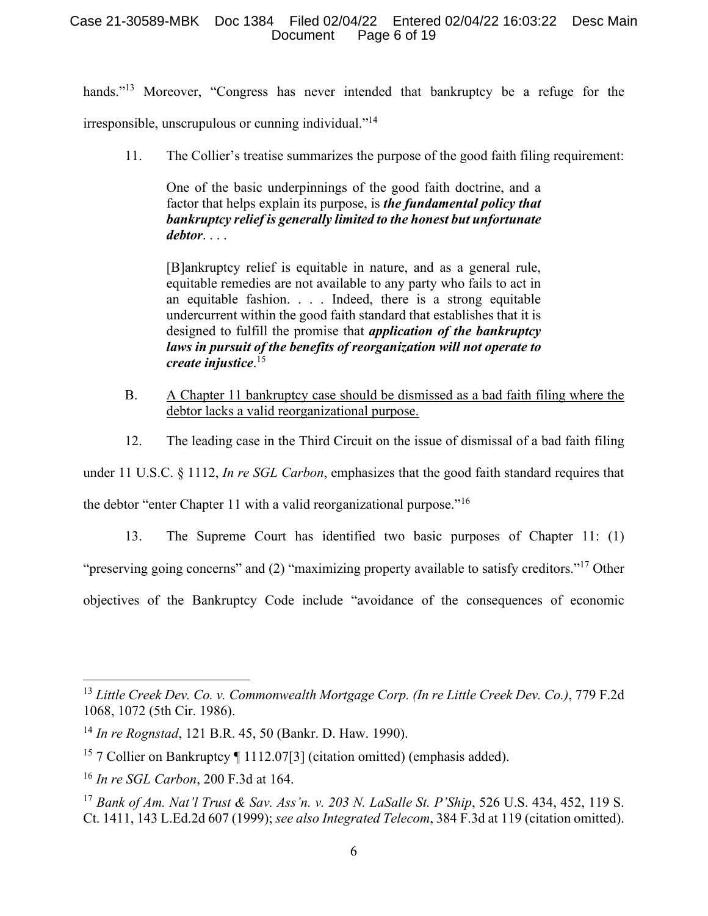hands."[13] Moreover, "Congress has never intended that bankruptcy be a refuge for the irresponsible, unscrupulous or cunning individual."[14]

11. The Collier's treatise summarizes the purpose of the good faith filing requirement:

> One of the basic underpinnings of the good faith doctrine, and a factor that helps explain its purpose, is ***the fundamental policy that bankruptcy relief is generally limited to the honest but unfortunate debtor***. . . .
>
> [B]ankruptcy relief is equitable in nature, and as a general rule, equitable remedies are not available to any party who fails to act in an equitable fashion. . . . Indeed, there is a strong equitable undercurrent within the good faith standard that establishes that it is designed to fulfill the promise that ***application of the bankruptcy laws in pursuit of the benefits of reorganization will not operate to create injustice***.[15]

B. <u>A Chapter 11 bankruptcy case should be dismissed as a bad faith filing where the debtor lacks a valid reorganizational purpose.</u>

12. The leading case in the Third Circuit on the issue of dismissal of a bad faith filing under 11 U.S.C. § 1112, *In re SGL Carbon*, emphasizes that the good faith standard requires that the debtor "enter Chapter 11 with a valid reorganizational purpose."[16]

13. The Supreme Court has identified two basic purposes of Chapter 11: (1) "preserving going concerns" and (2) "maximizing property available to satisfy creditors."[17] Other objectives of the Bankruptcy Code include "avoidance of the consequences of economic

---

[13] *Little Creek Dev. Co. v. Commonwealth Mortgage Corp. (In re Little Creek Dev. Co.)*, 779 F.2d 1068, 1072 (5th Cir. 1986).

[14] *In re Rognstad*, 121 B.R. 45, 50 (Bankr. D. Haw. 1990).

[15] 7 Collier on Bankruptcy ¶ 1112.07[3] (citation omitted) (emphasis added).

[16] *In re SGL Carbon*, 200 F.3d at 164.

[17] *Bank of Am. Nat'l Trust & Sav. Ass'n. v. 203 N. LaSalle St. P'Ship*, 526 U.S. 434, 452, 119 S. Ct. 1411, 143 L.Ed.2d 607 (1999); *see also Integrated Telecom*, 384 F.3d at 119 (citation omitted).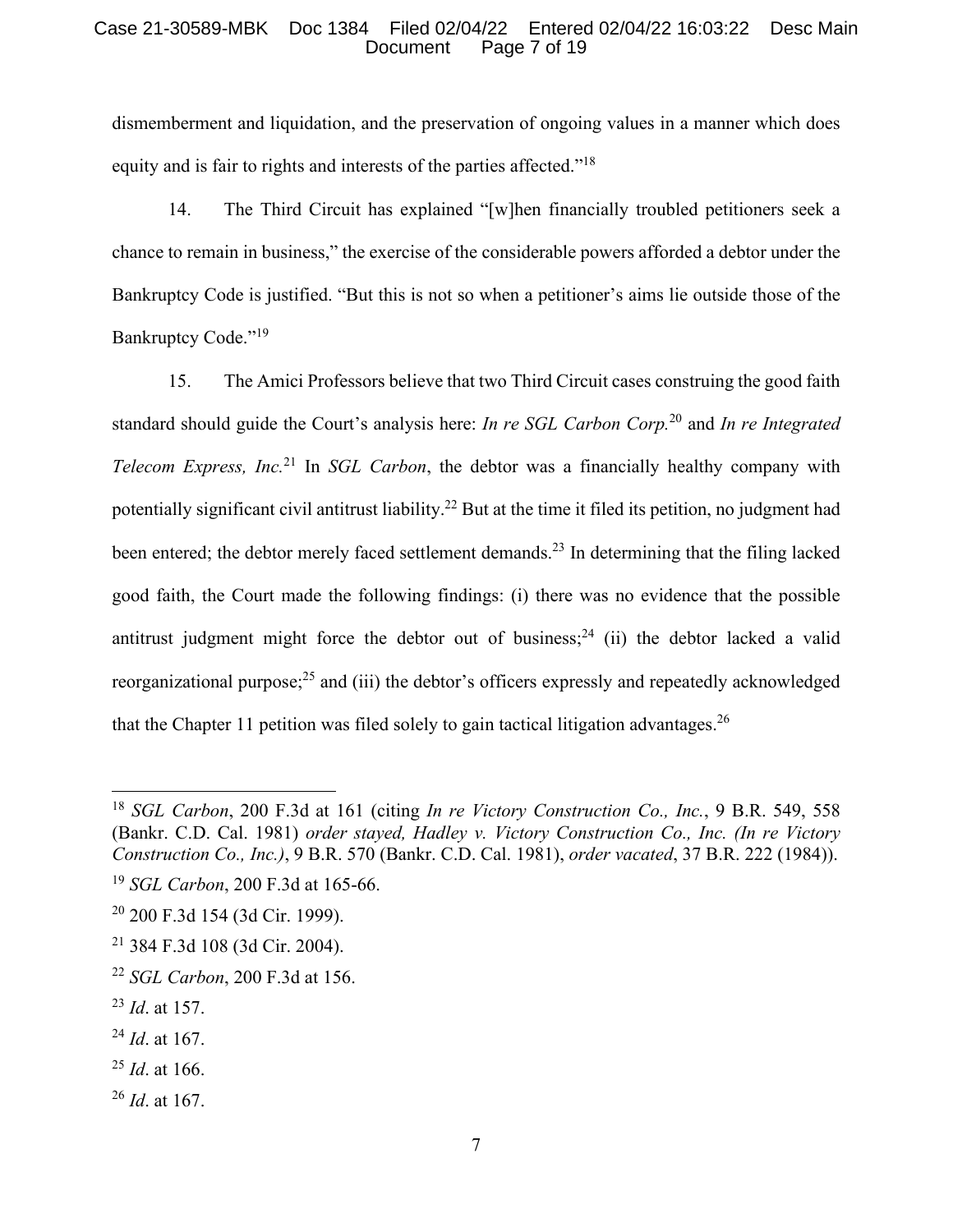dismemberment and liquidation, and the preservation of ongoing values in a manner which does equity and is fair to rights and interests of the parties affected."[18]

14. The Third Circuit has explained "[w]hen financially troubled petitioners seek a chance to remain in business," the exercise of the considerable powers afforded a debtor under the Bankruptcy Code is justified. "But this is not so when a petitioner's aims lie outside those of the Bankruptcy Code."[19]

15. The Amici Professors believe that two Third Circuit cases construing the good faith standard should guide the Court's analysis here: *In re SGL Carbon Corp.*[20] and *In re Integrated Telecom Express, Inc.*[21] In *SGL Carbon*, the debtor was a financially healthy company with potentially significant civil antitrust liability.[22] But at the time it filed its petition, no judgment had been entered; the debtor merely faced settlement demands.[23] In determining that the filing lacked good faith, the Court made the following findings: (i) there was no evidence that the possible antitrust judgment might force the debtor out of business;[24] (ii) the debtor lacked a valid reorganizational purpose;[25] and (iii) the debtor's officers expressly and repeatedly acknowledged that the Chapter 11 petition was filed solely to gain tactical litigation advantages.[26]

---

[18] *SGL Carbon*, 200 F.3d at 161 (citing *In re Victory Construction Co., Inc.*, 9 B.R. 549, 558 (Bankr. C.D. Cal. 1981) *order stayed, Hadley v. Victory Construction Co., Inc. (In re Victory Construction Co., Inc.)*, 9 B.R. 570 (Bankr. C.D. Cal. 1981), *order vacated*, 37 B.R. 222 (1984)).

[19] *SGL Carbon*, 200 F.3d at 165-66.

[20] 200 F.3d 154 (3d Cir. 1999).

[21] 384 F.3d 108 (3d Cir. 2004).

[22] *SGL Carbon*, 200 F.3d at 156.

[23] *Id*. at 157.

[24] *Id*. at 167.

[25] *Id*. at 166.

[26] *Id*. at 167.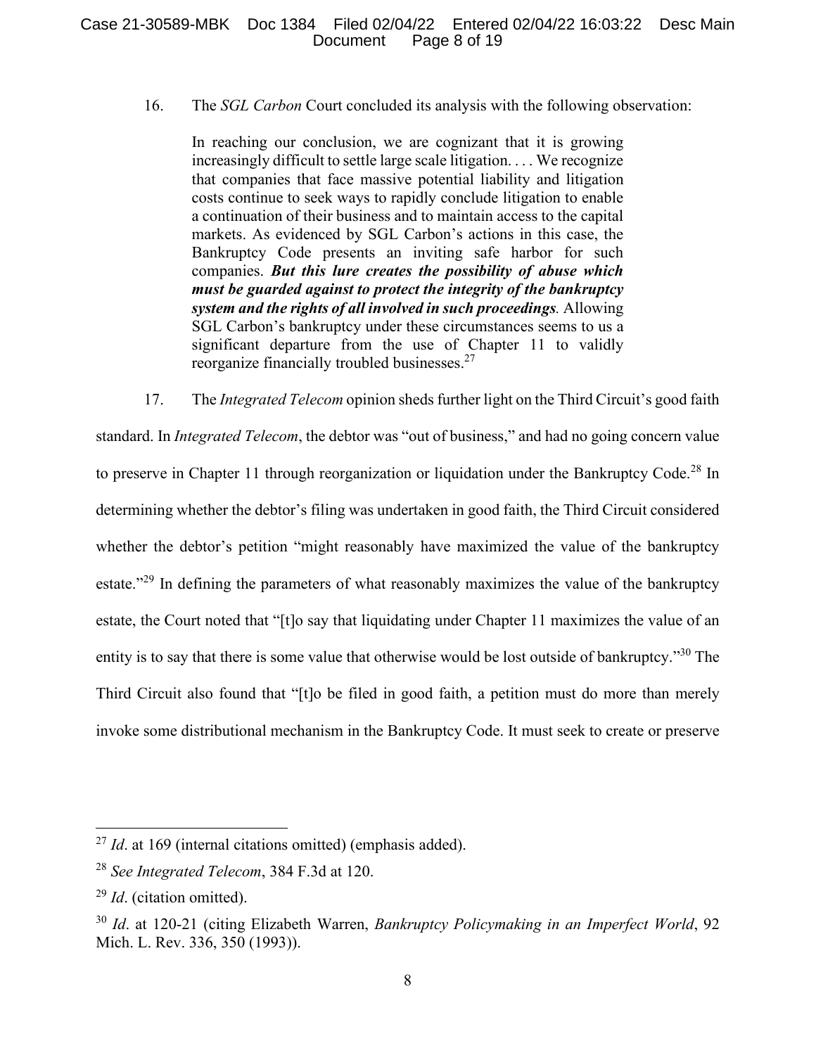16. The *SGL Carbon* Court concluded its analysis with the following observation:

> In reaching our conclusion, we are cognizant that it is growing increasingly difficult to settle large scale litigation. . . . We recognize that companies that face massive potential liability and litigation costs continue to seek ways to rapidly conclude litigation to enable a continuation of their business and to maintain access to the capital markets. As evidenced by SGL Carbon's actions in this case, the Bankruptcy Code presents an inviting safe harbor for such companies. ***But this lure creates the possibility of abuse which must be guarded against to protect the integrity of the bankruptcy system and the rights of all involved in such proceedings***. Allowing SGL Carbon's bankruptcy under these circumstances seems to us a significant departure from the use of Chapter 11 to validly reorganize financially troubled businesses.[27]

17. The *Integrated Telecom* opinion sheds further light on the Third Circuit's good faith standard. In *Integrated Telecom*, the debtor was "out of business," and had no going concern value to preserve in Chapter 11 through reorganization or liquidation under the Bankruptcy Code.[28] In determining whether the debtor's filing was undertaken in good faith, the Third Circuit considered whether the debtor's petition "might reasonably have maximized the value of the bankruptcy estate."[29] In defining the parameters of what reasonably maximizes the value of the bankruptcy estate, the Court noted that "[t]o say that liquidating under Chapter 11 maximizes the value of an entity is to say that there is some value that otherwise would be lost outside of bankruptcy."[30] The Third Circuit also found that "[t]o be filed in good faith, a petition must do more than merely invoke some distributional mechanism in the Bankruptcy Code. It must seek to create or preserve

---

[27] *Id*. at 169 (internal citations omitted) (emphasis added).

[28] *See Integrated Telecom*, 384 F.3d at 120.

[29] *Id*. (citation omitted).

[30] *Id*. at 120-21 (citing Elizabeth Warren, *Bankruptcy Policymaking in an Imperfect World*, 92 Mich. L. Rev. 336, 350 (1993)).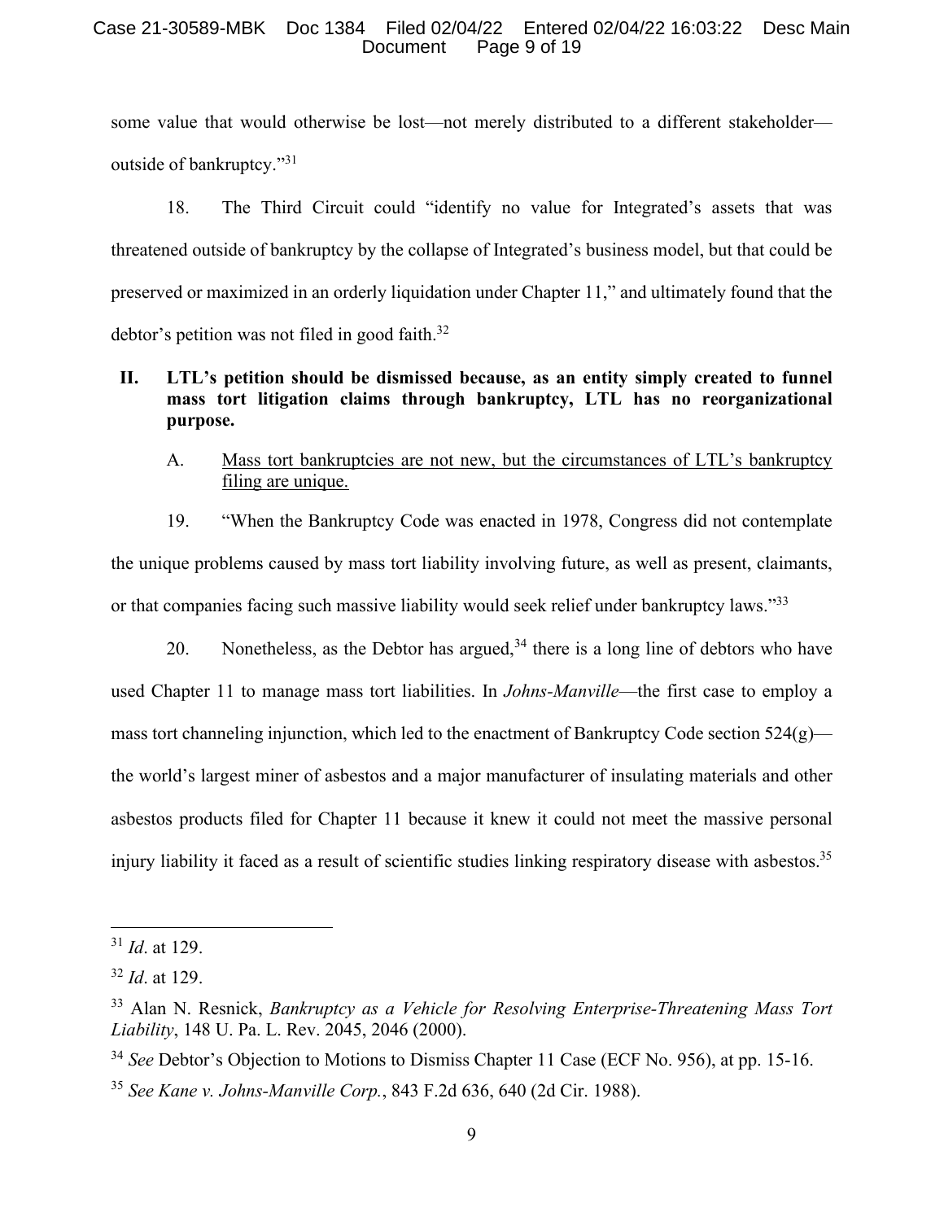some value that would otherwise be lost—not merely distributed to a different stakeholder—outside of bankruptcy."[31]

18. The Third Circuit could "identify no value for Integrated's assets that was threatened outside of bankruptcy by the collapse of Integrated's business model, but that could be preserved or maximized in an orderly liquidation under Chapter 11," and ultimately found that the debtor's petition was not filed in good faith.[32]

## II. LTL's petition should be dismissed because, as an entity simply created to funnel mass tort litigation claims through bankruptcy, LTL has no reorganizational purpose.

### A. Mass tort bankruptcies are not new, but the circumstances of LTL's bankruptcy filing are unique.

19. "When the Bankruptcy Code was enacted in 1978, Congress did not contemplate the unique problems caused by mass tort liability involving future, as well as present, claimants, or that companies facing such massive liability would seek relief under bankruptcy laws."[33]

20. Nonetheless, as the Debtor has argued,[34] there is a long line of debtors who have used Chapter 11 to manage mass tort liabilities. In *Johns-Manville*—the first case to employ a mass tort channeling injunction, which led to the enactment of Bankruptcy Code section 524(g)—the world's largest miner of asbestos and a major manufacturer of insulating materials and other asbestos products filed for Chapter 11 because it knew it could not meet the massive personal injury liability it faced as a result of scientific studies linking respiratory disease with asbestos.[35]

---

[31] *Id*. at 129.

[32] *Id*. at 129.

[33] Alan N. Resnick, *Bankruptcy as a Vehicle for Resolving Enterprise-Threatening Mass Tort Liability*, 148 U. Pa. L. Rev. 2045, 2046 (2000).

[34] *See* Debtor's Objection to Motions to Dismiss Chapter 11 Case (ECF No. 956), at pp. 15-16.

[35] *See Kane v. Johns-Manville Corp.*, 843 F.2d 636, 640 (2d Cir. 1988).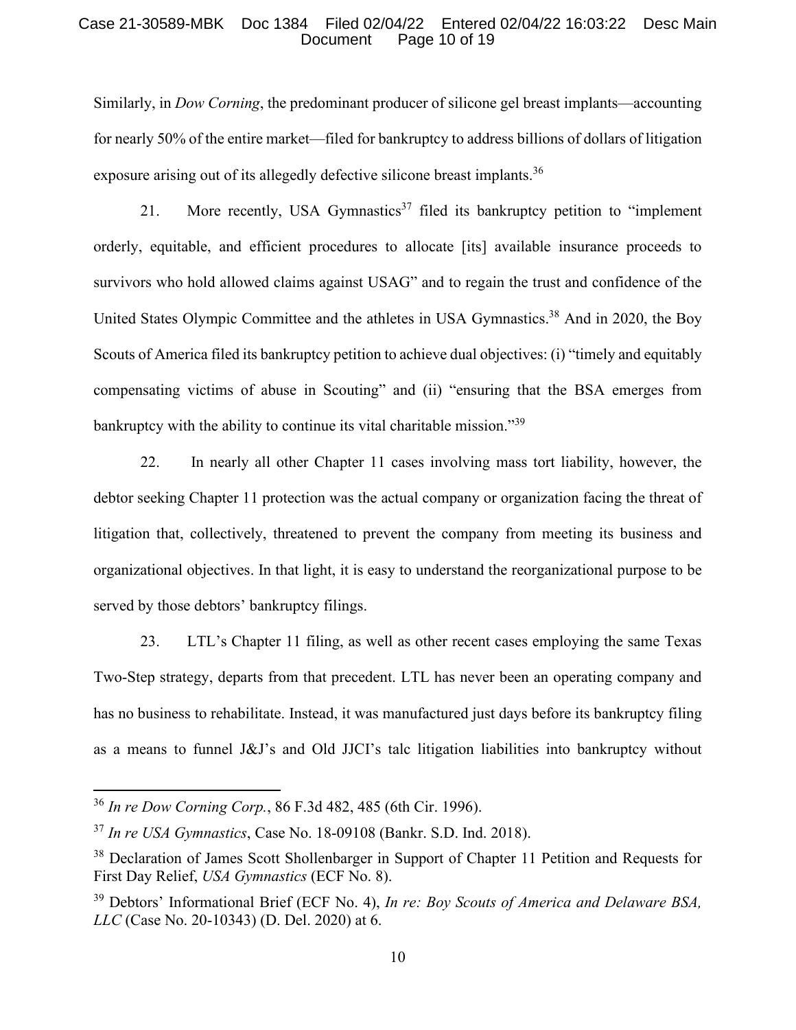Similarly, in *Dow Corning*, the predominant producer of silicone gel breast implants—accounting for nearly 50% of the entire market—filed for bankruptcy to address billions of dollars of litigation exposure arising out of its allegedly defective silicone breast implants.[36]

21. More recently, USA Gymnastics[37] filed its bankruptcy petition to "implement orderly, equitable, and efficient procedures to allocate [its] available insurance proceeds to survivors who hold allowed claims against USAG" and to regain the trust and confidence of the United States Olympic Committee and the athletes in USA Gymnastics.[38] And in 2020, the Boy Scouts of America filed its bankruptcy petition to achieve dual objectives: (i) "timely and equitably compensating victims of abuse in Scouting" and (ii) "ensuring that the BSA emerges from bankruptcy with the ability to continue its vital charitable mission."[39]

22. In nearly all other Chapter 11 cases involving mass tort liability, however, the debtor seeking Chapter 11 protection was the actual company or organization facing the threat of litigation that, collectively, threatened to prevent the company from meeting its business and organizational objectives. In that light, it is easy to understand the reorganizational purpose to be served by those debtors' bankruptcy filings.

23. LTL's Chapter 11 filing, as well as other recent cases employing the same Texas Two-Step strategy, departs from that precedent. LTL has never been an operating company and has no business to rehabilitate. Instead, it was manufactured just days before its bankruptcy filing as a means to funnel J&J's and Old JJCI's talc litigation liabilities into bankruptcy without

---

[36] *In re Dow Corning Corp.*, 86 F.3d 482, 485 (6th Cir. 1996).

[37] *In re USA Gymnastics*, Case No. 18-09108 (Bankr. S.D. Ind. 2018).

[38] Declaration of James Scott Shollenbarger in Support of Chapter 11 Petition and Requests for First Day Relief, *USA Gymnastics* (ECF No. 8).

[39] Debtors' Informational Brief (ECF No. 4), *In re: Boy Scouts of America and Delaware BSA, LLC* (Case No. 20-10343) (D. Del. 2020) at 6.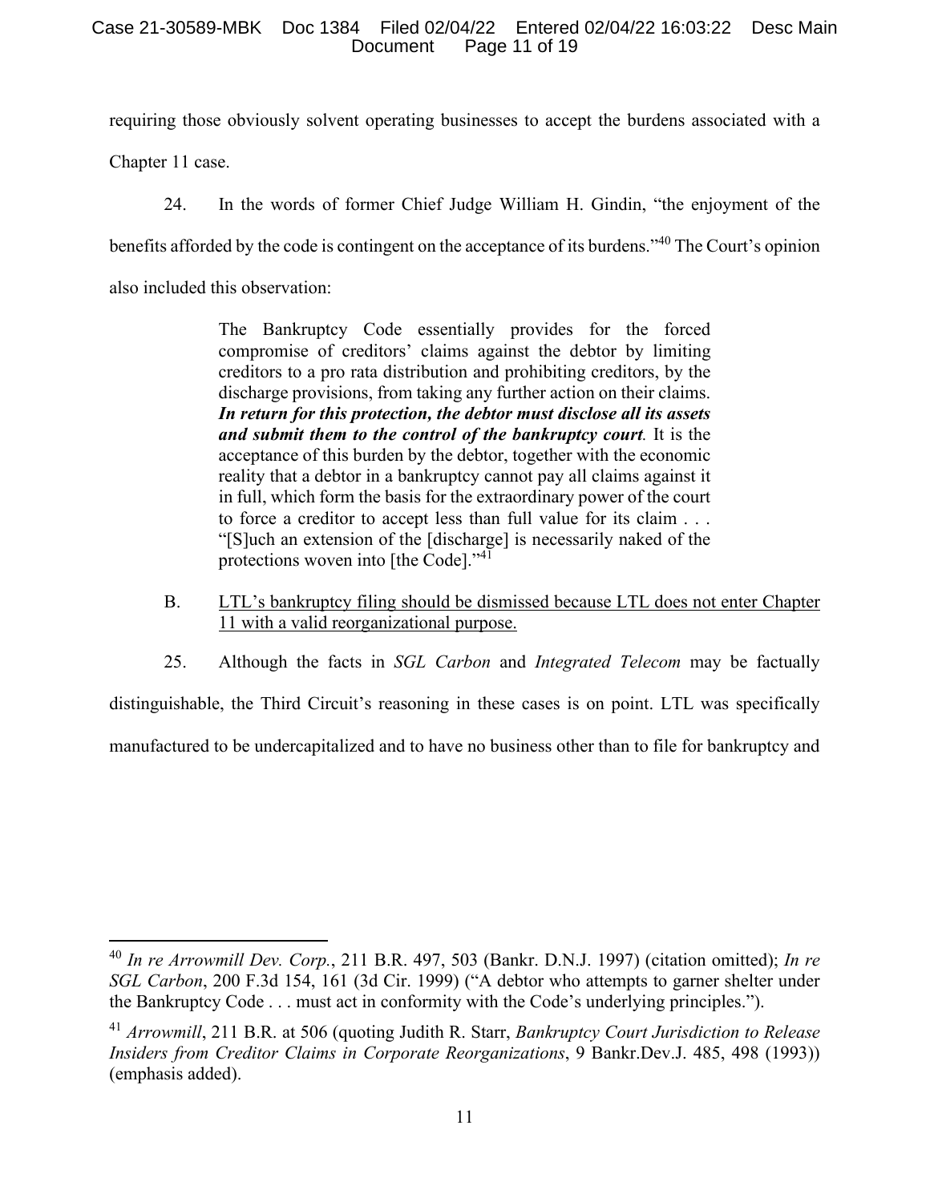requiring those obviously solvent operating businesses to accept the burdens associated with a Chapter 11 case.

24. In the words of former Chief Judge William H. Gindin, "the enjoyment of the benefits afforded by the code is contingent on the acceptance of its burdens."[40] The Court's opinion also included this observation:

> The Bankruptcy Code essentially provides for the forced compromise of creditors' claims against the debtor by limiting creditors to a pro rata distribution and prohibiting creditors, by the discharge provisions, from taking any further action on their claims. ***In return for this protection, the debtor must disclose all its assets and submit them to the control of the bankruptcy court.*** It is the acceptance of this burden by the debtor, together with the economic reality that a debtor in a bankruptcy cannot pay all claims against it in full, which form the basis for the extraordinary power of the court to force a creditor to accept less than full value for its claim . . . "[S]uch an extension of the [discharge] is necessarily naked of the protections woven into [the Code]."[41]

B. <u>LTL's bankruptcy filing should be dismissed because LTL does not enter Chapter 11 with a valid reorganizational purpose.</u>

25. Although the facts in *SGL Carbon* and *Integrated Telecom* may be factually distinguishable, the Third Circuit's reasoning in these cases is on point. LTL was specifically manufactured to be undercapitalized and to have no business other than to file for bankruptcy and

---

[40] *In re Arrowmill Dev. Corp.*, 211 B.R. 497, 503 (Bankr. D.N.J. 1997) (citation omitted); *In re SGL Carbon*, 200 F.3d 154, 161 (3d Cir. 1999) ("A debtor who attempts to garner shelter under the Bankruptcy Code . . . must act in conformity with the Code's underlying principles.").

[41] *Arrowmill*, 211 B.R. at 506 (quoting Judith R. Starr, *Bankruptcy Court Jurisdiction to Release Insiders from Creditor Claims in Corporate Reorganizations*, 9 Bankr.Dev.J. 485, 498 (1993)) (emphasis added).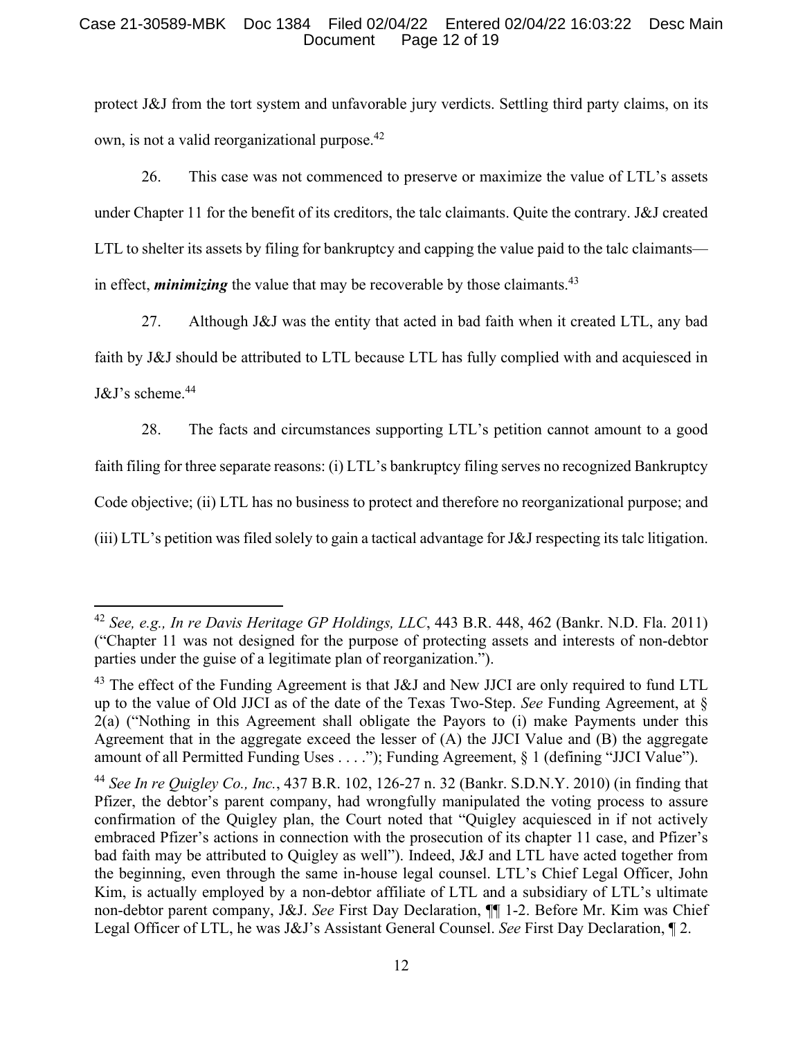protect J&J from the tort system and unfavorable jury verdicts. Settling third party claims, on its own, is not a valid reorganizational purpose.[42]

26. This case was not commenced to preserve or maximize the value of LTL's assets under Chapter 11 for the benefit of its creditors, the talc claimants. Quite the contrary. J&J created LTL to shelter its assets by filing for bankruptcy and capping the value paid to the talc claimants—in effect, ***minimizing*** the value that may be recoverable by those claimants.[43]

27. Although J&J was the entity that acted in bad faith when it created LTL, any bad faith by J&J should be attributed to LTL because LTL has fully complied with and acquiesced in J&J's scheme.[44]

28. The facts and circumstances supporting LTL's petition cannot amount to a good faith filing for three separate reasons: (i) LTL's bankruptcy filing serves no recognized Bankruptcy Code objective; (ii) LTL has no business to protect and therefore no reorganizational purpose; and (iii) LTL's petition was filed solely to gain a tactical advantage for J&J respecting its talc litigation.

---

[42] *See, e.g., In re Davis Heritage GP Holdings, LLC*, 443 B.R. 448, 462 (Bankr. N.D. Fla. 2011) ("Chapter 11 was not designed for the purpose of protecting assets and interests of non-debtor parties under the guise of a legitimate plan of reorganization.").

[43] The effect of the Funding Agreement is that J&J and New JJCI are only required to fund LTL up to the value of Old JJCI as of the date of the Texas Two-Step. *See* Funding Agreement, at § 2(a) ("Nothing in this Agreement shall obligate the Payors to (i) make Payments under this Agreement that in the aggregate exceed the lesser of (A) the JJCI Value and (B) the aggregate amount of all Permitted Funding Uses . . . ."); Funding Agreement, § 1 (defining "JJCI Value").

[44] *See In re Quigley Co., Inc.*, 437 B.R. 102, 126-27 n. 32 (Bankr. S.D.N.Y. 2010) (in finding that Pfizer, the debtor's parent company, had wrongfully manipulated the voting process to assure confirmation of the Quigley plan, the Court noted that "Quigley acquiesced in if not actively embraced Pfizer's actions in connection with the prosecution of its chapter 11 case, and Pfizer's bad faith may be attributed to Quigley as well"). Indeed, J&J and LTL have acted together from the beginning, even through the same in-house legal counsel. LTL's Chief Legal Officer, John Kim, is actually employed by a non-debtor affiliate of LTL and a subsidiary of LTL's ultimate non-debtor parent company, J&J. *See* First Day Declaration, ¶¶ 1-2. Before Mr. Kim was Chief Legal Officer of LTL, he was J&J's Assistant General Counsel. *See* First Day Declaration, ¶ 2.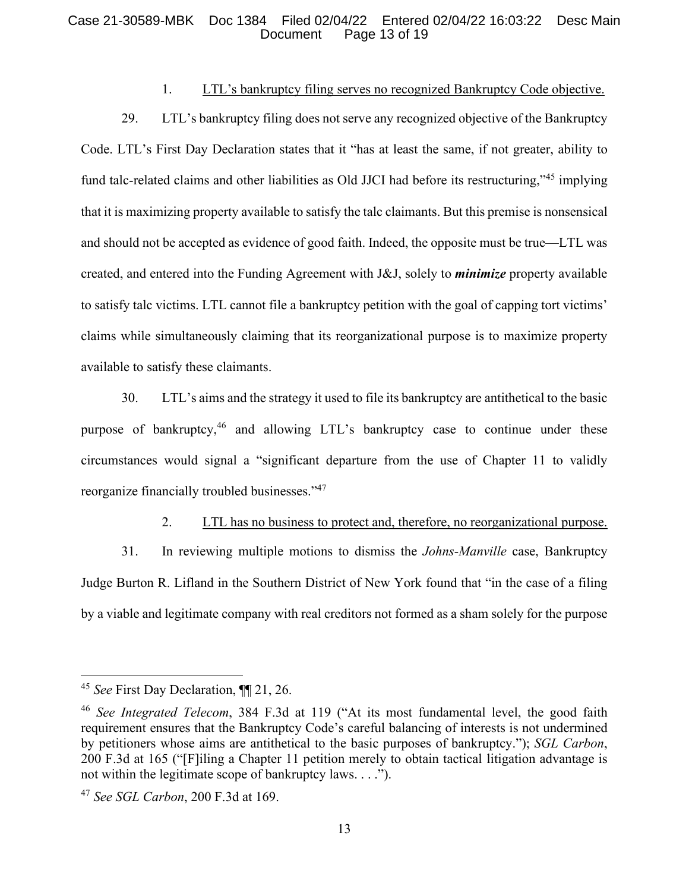1. LTL's bankruptcy filing serves no recognized Bankruptcy Code objective.

29. LTL's bankruptcy filing does not serve any recognized objective of the Bankruptcy Code. LTL's First Day Declaration states that it "has at least the same, if not greater, ability to fund talc-related claims and other liabilities as Old JJCI had before its restructuring,"[45] implying that it is maximizing property available to satisfy the talc claimants. But this premise is nonsensical and should not be accepted as evidence of good faith. Indeed, the opposite must be true—LTL was created, and entered into the Funding Agreement with J&J, solely to ***minimize*** property available to satisfy talc victims. LTL cannot file a bankruptcy petition with the goal of capping tort victims' claims while simultaneously claiming that its reorganizational purpose is to maximize property available to satisfy these claimants.

30. LTL's aims and the strategy it used to file its bankruptcy are antithetical to the basic purpose of bankruptcy,[46] and allowing LTL's bankruptcy case to continue under these circumstances would signal a "significant departure from the use of Chapter 11 to validly reorganize financially troubled businesses."[47]

2. LTL has no business to protect and, therefore, no reorganizational purpose.

31. In reviewing multiple motions to dismiss the *Johns-Manville* case, Bankruptcy Judge Burton R. Lifland in the Southern District of New York found that "in the case of a filing by a viable and legitimate company with real creditors not formed as a sham solely for the purpose

---

[45] *See* First Day Declaration, ¶¶ 21, 26.

[46] *See Integrated Telecom*, 384 F.3d at 119 ("At its most fundamental level, the good faith requirement ensures that the Bankruptcy Code's careful balancing of interests is not undermined by petitioners whose aims are antithetical to the basic purposes of bankruptcy."); *SGL Carbon*, 200 F.3d at 165 ("[F]iling a Chapter 11 petition merely to obtain tactical litigation advantage is not within the legitimate scope of bankruptcy laws. . . .").

[47] *See SGL Carbon*, 200 F.3d at 169.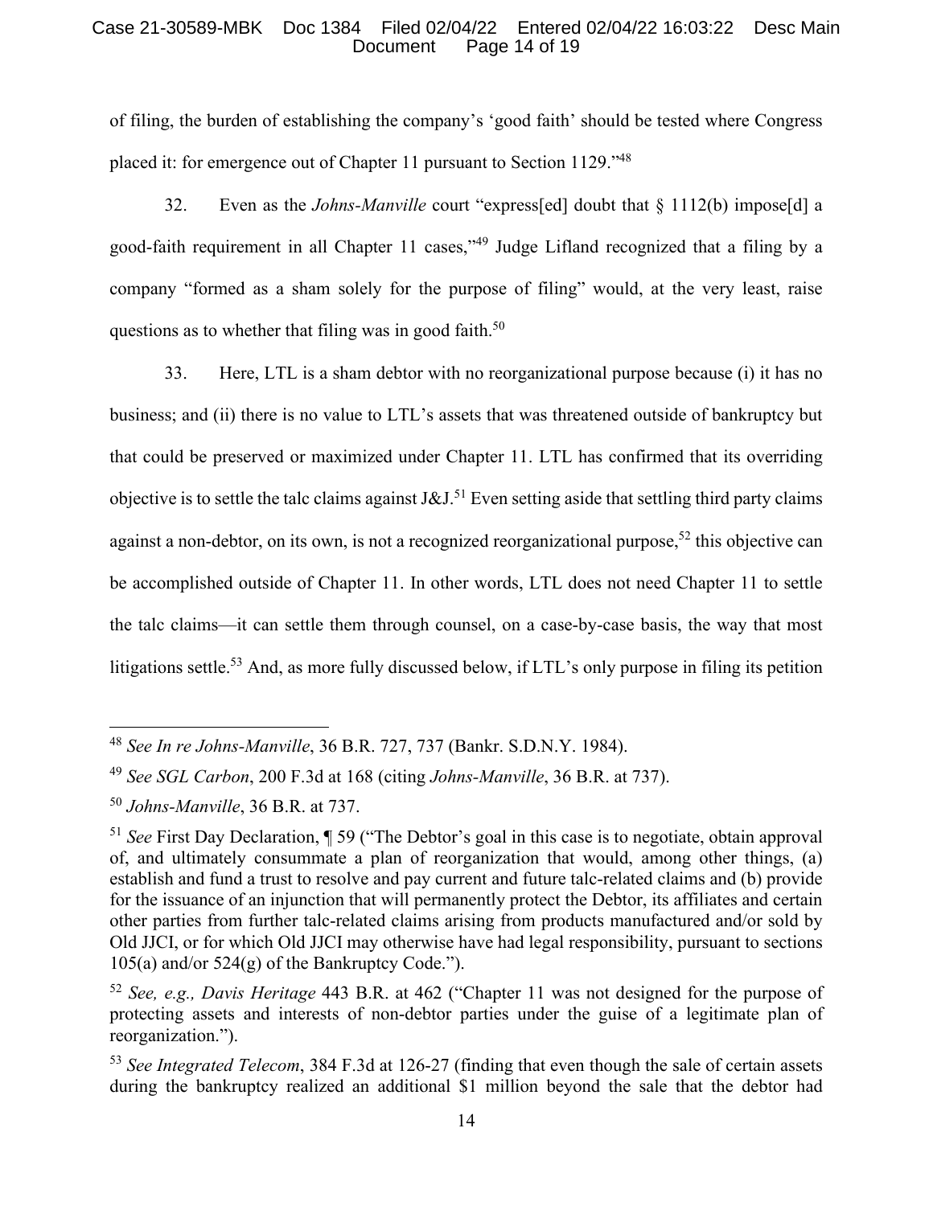of filing, the burden of establishing the company's 'good faith' should be tested where Congress placed it: for emergence out of Chapter 11 pursuant to Section 1129."[48]

32. Even as the *Johns-Manville* court "express[ed] doubt that § 1112(b) impose[d] a good-faith requirement in all Chapter 11 cases,"[49] Judge Lifland recognized that a filing by a company "formed as a sham solely for the purpose of filing" would, at the very least, raise questions as to whether that filing was in good faith.[50]

33. Here, LTL is a sham debtor with no reorganizational purpose because (i) it has no business; and (ii) there is no value to LTL's assets that was threatened outside of bankruptcy but that could be preserved or maximized under Chapter 11. LTL has confirmed that its overriding objective is to settle the talc claims against J&J.[51] Even setting aside that settling third party claims against a non-debtor, on its own, is not a recognized reorganizational purpose,[52] this objective can be accomplished outside of Chapter 11. In other words, LTL does not need Chapter 11 to settle the talc claims—it can settle them through counsel, on a case-by-case basis, the way that most litigations settle.[53] And, as more fully discussed below, if LTL's only purpose in filing its petition

---

[48] *See In re Johns-Manville*, 36 B.R. 727, 737 (Bankr. S.D.N.Y. 1984).

[49] *See SGL Carbon*, 200 F.3d at 168 (citing *Johns-Manville*, 36 B.R. at 737).

[50] *Johns-Manville*, 36 B.R. at 737.

[51] *See* First Day Declaration, ¶ 59 ("The Debtor's goal in this case is to negotiate, obtain approval of, and ultimately consummate a plan of reorganization that would, among other things, (a) establish and fund a trust to resolve and pay current and future talc-related claims and (b) provide for the issuance of an injunction that will permanently protect the Debtor, its affiliates and certain other parties from further talc-related claims arising from products manufactured and/or sold by Old JJCI, or for which Old JJCI may otherwise have had legal responsibility, pursuant to sections 105(a) and/or 524(g) of the Bankruptcy Code.").

[52] *See, e.g., Davis Heritage* 443 B.R. at 462 ("Chapter 11 was not designed for the purpose of protecting assets and interests of non-debtor parties under the guise of a legitimate plan of reorganization.").

[53] *See Integrated Telecom*, 384 F.3d at 126-27 (finding that even though the sale of certain assets during the bankruptcy realized an additional $1 million beyond the sale that the debtor had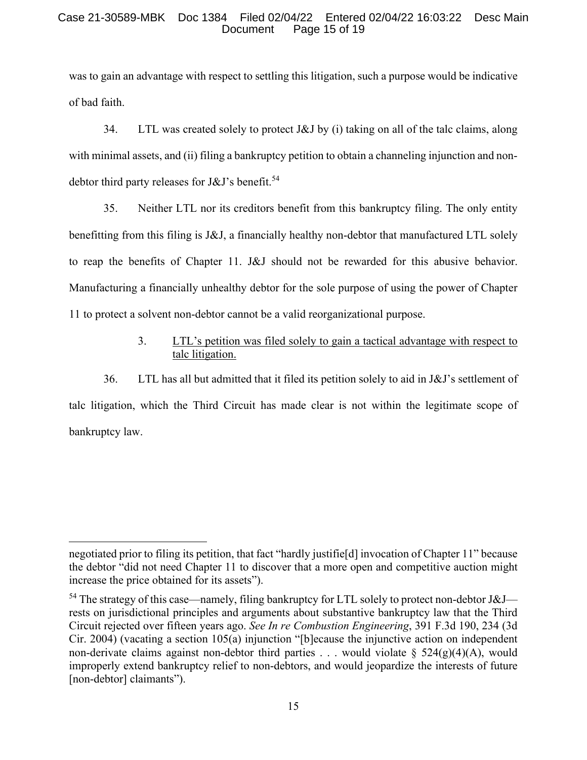was to gain an advantage with respect to settling this litigation, such a purpose would be indicative of bad faith.

34. LTL was created solely to protect J&J by (i) taking on all of the talc claims, along with minimal assets, and (ii) filing a bankruptcy petition to obtain a channeling injunction and non-debtor third party releases for J&J's benefit.[54]

35. Neither LTL nor its creditors benefit from this bankruptcy filing. The only entity benefitting from this filing is J&J, a financially healthy non-debtor that manufactured LTL solely to reap the benefits of Chapter 11. J&J should not be rewarded for this abusive behavior. Manufacturing a financially unhealthy debtor for the sole purpose of using the power of Chapter 11 to protect a solvent non-debtor cannot be a valid reorganizational purpose.

3. <u>LTL's petition was filed solely to gain a tactical advantage with respect to talc litigation.</u>

36. LTL has all but admitted that it filed its petition solely to aid in J&J's settlement of talc litigation, which the Third Circuit has made clear is not within the legitimate scope of bankruptcy law.

---

negotiated prior to filing its petition, that fact "hardly justifie[d] invocation of Chapter 11" because the debtor "did not need Chapter 11 to discover that a more open and competitive auction might increase the price obtained for its assets").

[54] The strategy of this case—namely, filing bankruptcy for LTL solely to protect non-debtor J&J—rests on jurisdictional principles and arguments about substantive bankruptcy law that the Third Circuit rejected over fifteen years ago. *See In re Combustion Engineering*, 391 F.3d 190, 234 (3d Cir. 2004) (vacating a section 105(a) injunction "[b]ecause the injunctive action on independent non-derivate claims against non-debtor third parties . . . would violate § 524(g)(4)(A), would improperly extend bankruptcy relief to non-debtors, and would jeopardize the interests of future [non-debtor] claimants").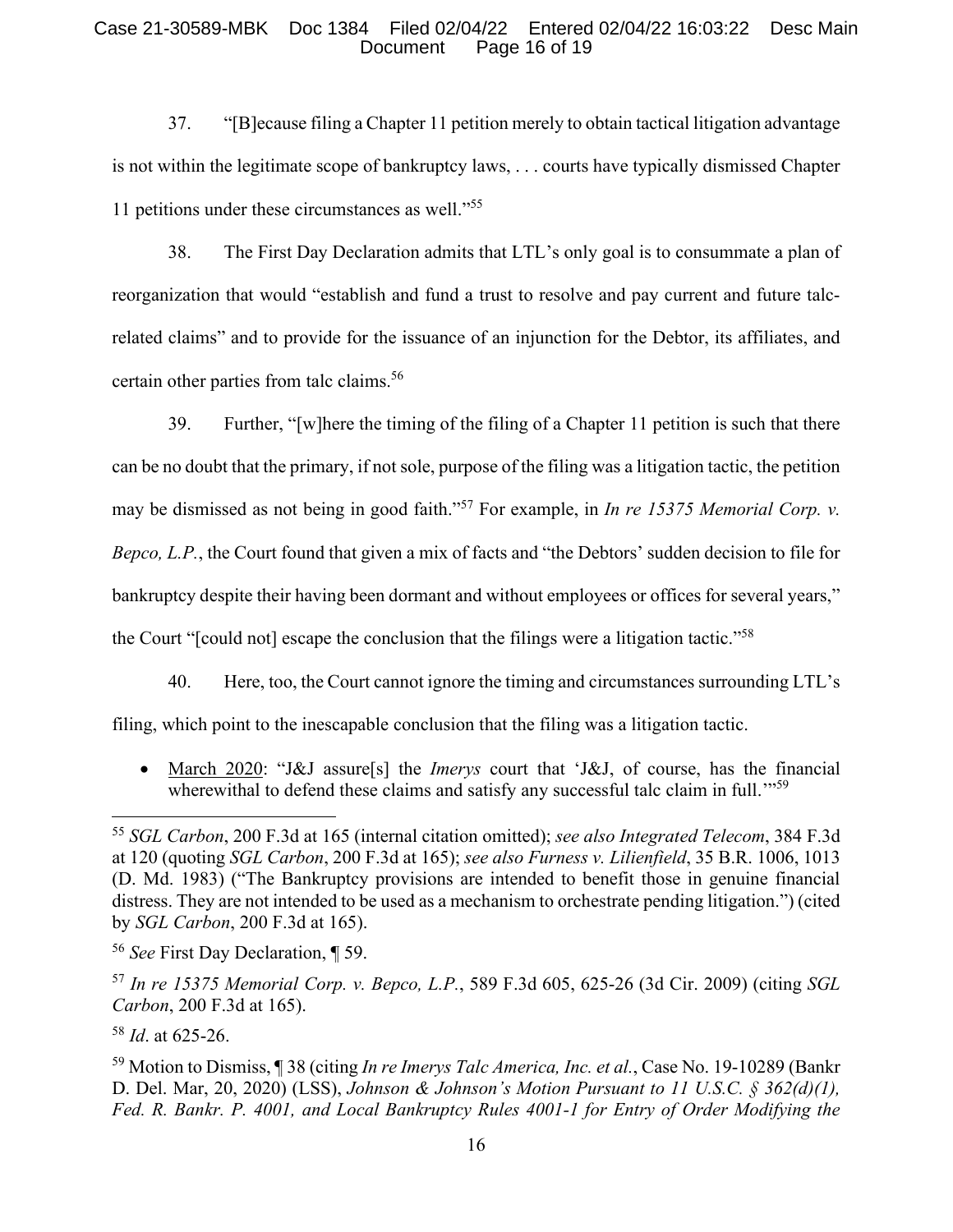37. "[B]ecause filing a Chapter 11 petition merely to obtain tactical litigation advantage is not within the legitimate scope of bankruptcy laws, . . . courts have typically dismissed Chapter 11 petitions under these circumstances as well."[55]

38. The First Day Declaration admits that LTL's only goal is to consummate a plan of reorganization that would "establish and fund a trust to resolve and pay current and future talc-related claims" and to provide for the issuance of an injunction for the Debtor, its affiliates, and certain other parties from talc claims.[56]

39. Further, "[w]here the timing of the filing of a Chapter 11 petition is such that there can be no doubt that the primary, if not sole, purpose of the filing was a litigation tactic, the petition may be dismissed as not being in good faith."[57] For example, in *In re 15375 Memorial Corp. v. Bepco, L.P.*, the Court found that given a mix of facts and "the Debtors' sudden decision to file for bankruptcy despite their having been dormant and without employees or offices for several years," the Court "[could not] escape the conclusion that the filings were a litigation tactic."[58]

40. Here, too, the Court cannot ignore the timing and circumstances surrounding LTL's filing, which point to the inescapable conclusion that the filing was a litigation tactic.

- March 2020: "J&J assure[s] the *Imerys* court that 'J&J, of course, has the financial wherewithal to defend these claims and satisfy any successful talc claim in full.'"[59]

---

[55] *SGL Carbon*, 200 F.3d at 165 (internal citation omitted); *see also Integrated Telecom*, 384 F.3d at 120 (quoting *SGL Carbon*, 200 F.3d at 165); *see also Furness v. Lilienfield*, 35 B.R. 1006, 1013 (D. Md. 1983) ("The Bankruptcy provisions are intended to benefit those in genuine financial distress. They are not intended to be used as a mechanism to orchestrate pending litigation.") (cited by *SGL Carbon*, 200 F.3d at 165).

[56] *See* First Day Declaration, ¶ 59.

[57] *In re 15375 Memorial Corp. v. Bepco, L.P.*, 589 F.3d 605, 625-26 (3d Cir. 2009) (citing *SGL Carbon*, 200 F.3d at 165).

[58] *Id*. at 625-26.

[59] Motion to Dismiss, ¶ 38 (citing *In re Imerys Talc America, Inc. et al.*, Case No. 19-10289 (Bankr D. Del. Mar, 20, 2020) (LSS), *Johnson & Johnson's Motion Pursuant to 11 U.S.C. § 362(d)(1), Fed. R. Bankr. P. 4001, and Local Bankruptcy Rules 4001-1 for Entry of Order Modifying the*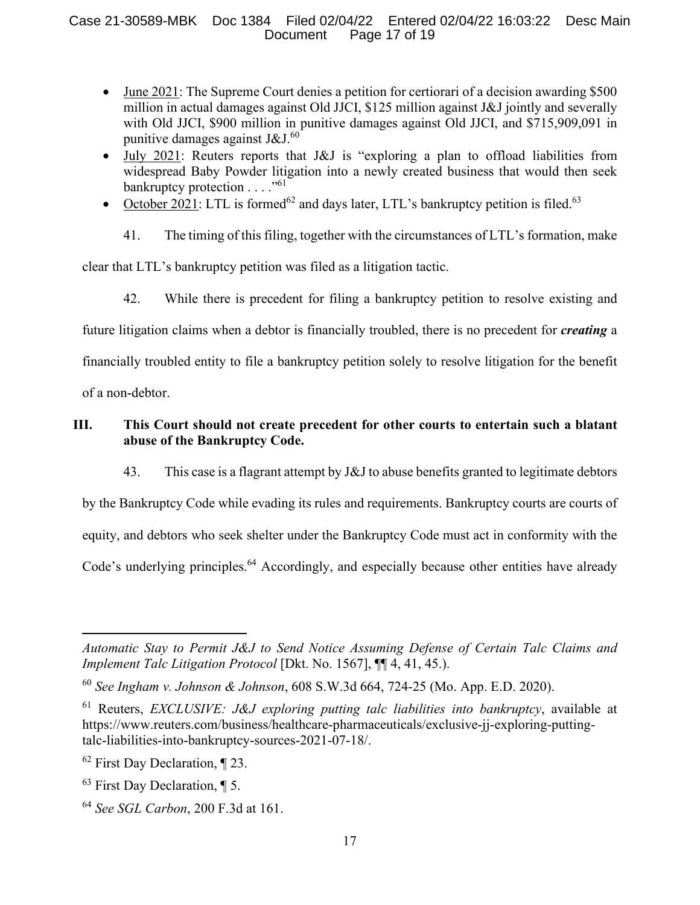- June 2021: The Supreme Court denies a petition for certiorari of a decision awarding $500 million in actual damages against Old JJCI, $125 million against J&J jointly and severally with Old JJCI, $900 million in punitive damages against Old JJCI, and $715,909,091 in punitive damages against J&J.[60]
- July 2021: Reuters reports that J&J is "exploring a plan to offload liabilities from widespread Baby Powder litigation into a newly created business that would then seek bankruptcy protection . . . ."[61]
- October 2021: LTL is formed[62] and days later, LTL's bankruptcy petition is filed.[63]

41. The timing of this filing, together with the circumstances of LTL's formation, make clear that LTL's bankruptcy petition was filed as a litigation tactic.

42. While there is precedent for filing a bankruptcy petition to resolve existing and future litigation claims when a debtor is financially troubled, there is no precedent for ***creating*** a financially troubled entity to file a bankruptcy petition solely to resolve litigation for the benefit of a non-debtor.

## III. This Court should not create precedent for other courts to entertain such a blatant abuse of the Bankruptcy Code.

43. This case is a flagrant attempt by J&J to abuse benefits granted to legitimate debtors by the Bankruptcy Code while evading its rules and requirements. Bankruptcy courts are courts of equity, and debtors who seek shelter under the Bankruptcy Code must act in conformity with the Code's underlying principles.[64] Accordingly, and especially because other entities have already

---

*Automatic Stay to Permit J&J to Send Notice Assuming Defense of Certain Talc Claims and Implement Talc Litigation Protocol* [Dkt. No. 1567], ¶¶ 4, 41, 45.).

[60] *See Ingham v. Johnson & Johnson*, 608 S.W.3d 664, 724-25 (Mo. App. E.D. 2020).

[61] Reuters, *EXCLUSIVE: J&J exploring putting talc liabilities into bankruptcy*, available at https://www.reuters.com/business/healthcare-pharmaceuticals/exclusive-jj-exploring-putting-talc-liabilities-into-bankruptcy-sources-2021-07-18/.

[62] First Day Declaration, ¶ 23.

[63] First Day Declaration, ¶ 5.

[64] *See SGL Carbon*, 200 F.3d at 161.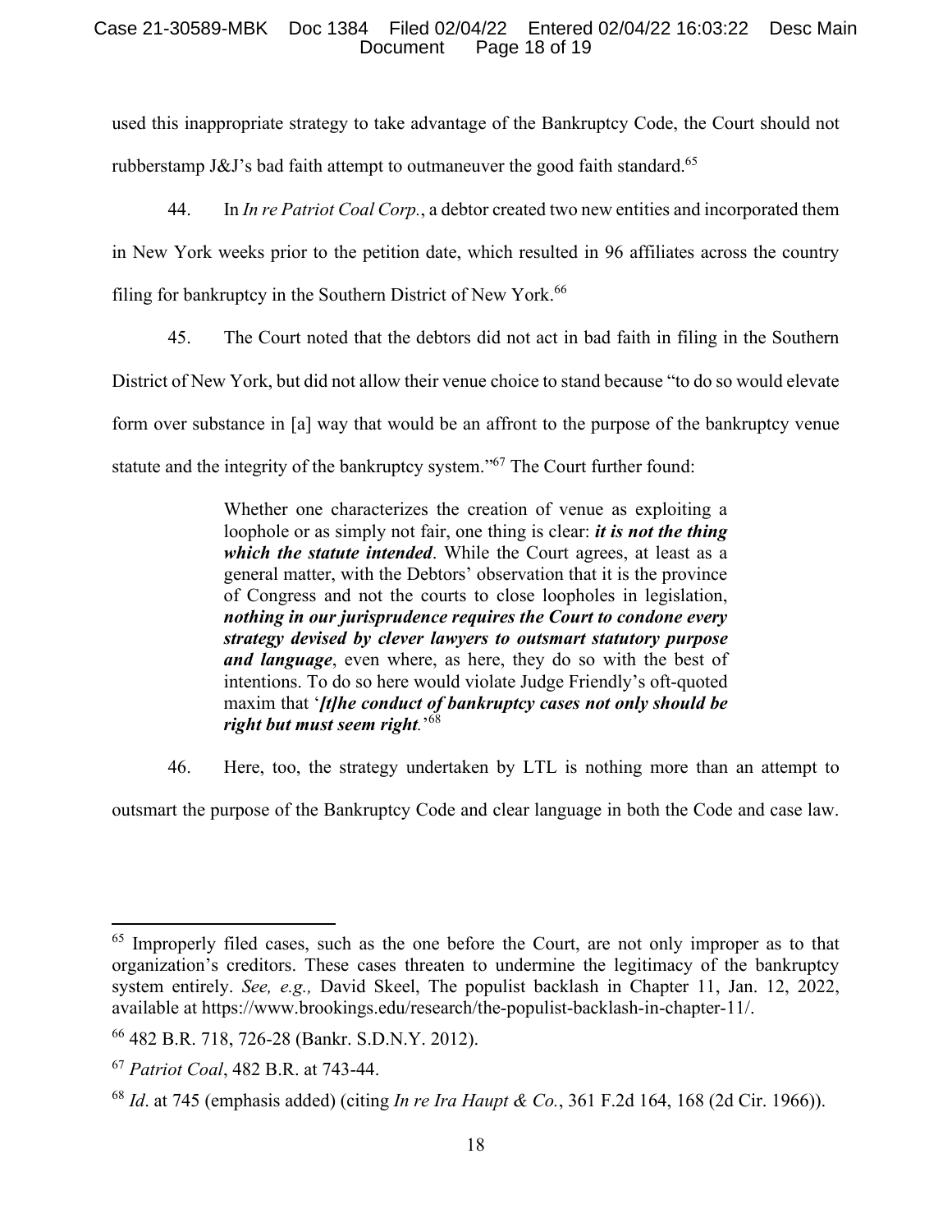used this inappropriate strategy to take advantage of the Bankruptcy Code, the Court should not rubberstamp J&J's bad faith attempt to outmaneuver the good faith standard.[65]

44. In *In re Patriot Coal Corp.*, a debtor created two new entities and incorporated them in New York weeks prior to the petition date, which resulted in 96 affiliates across the country filing for bankruptcy in the Southern District of New York.[66]

45. The Court noted that the debtors did not act in bad faith in filing in the Southern District of New York, but did not allow their venue choice to stand because "to do so would elevate form over substance in [a] way that would be an affront to the purpose of the bankruptcy venue statute and the integrity of the bankruptcy system."[67] The Court further found:

> Whether one characterizes the creation of venue as exploiting a loophole or as simply not fair, one thing is clear: ***it is not the thing which the statute intended***. While the Court agrees, at least as a general matter, with the Debtors' observation that it is the province of Congress and not the courts to close loopholes in legislation, ***nothing in our jurisprudence requires the Court to condone every strategy devised by clever lawyers to outsmart statutory purpose and language***, even where, as here, they do so with the best of intentions. To do so here would violate Judge Friendly's oft-quoted maxim that '***[t]he conduct of bankruptcy cases not only should be right but must seem right***.'[68]

46. Here, too, the strategy undertaken by LTL is nothing more than an attempt to outsmart the purpose of the Bankruptcy Code and clear language in both the Code and case law.

---

[65] Improperly filed cases, such as the one before the Court, are not only improper as to that organization's creditors. These cases threaten to undermine the legitimacy of the bankruptcy system entirely. *See, e.g.,* David Skeel, The populist backlash in Chapter 11, Jan. 12, 2022, available at https://www.brookings.edu/research/the-populist-backlash-in-chapter-11/.

[66] 482 B.R. 718, 726-28 (Bankr. S.D.N.Y. 2012).

[67] *Patriot Coal*, 482 B.R. at 743-44.

[68] *Id*. at 745 (emphasis added) (citing *In re Ira Haupt & Co.*, 361 F.2d 164, 168 (2d Cir. 1966)).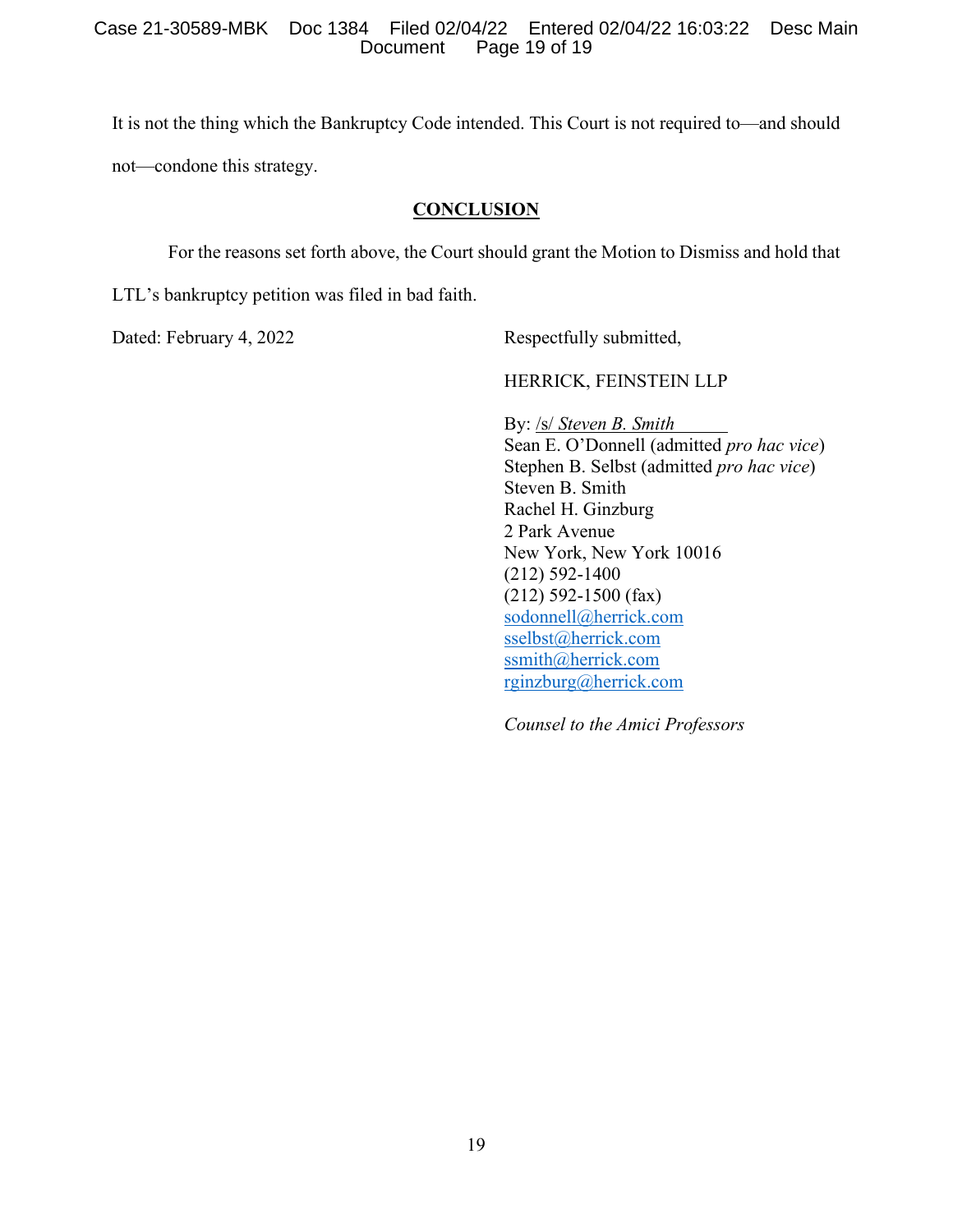It is not the thing which the Bankruptcy Code intended. This Court is not required to—and should not—condone this strategy.

## CONCLUSION

For the reasons set forth above, the Court should grant the Motion to Dismiss and hold that LTL's bankruptcy petition was filed in bad faith.

Dated: February 4, 2022

Respectfully submitted,

HERRICK, FEINSTEIN LLP

By: /s/ *Steven B. Smith*
Sean E. O'Donnell (admitted *pro hac vice*)
Stephen B. Selbst (admitted *pro hac vice*)
Steven B. Smith
Rachel H. Ginzburg
2 Park Avenue
New York, New York 10016
(212) 592-1400
(212) 592-1500 (fax)
sodonnell@herrick.com
sselbst@herrick.com
ssmith@herrick.com
rginzburg@herrick.com

*Counsel to the Amici Professors*